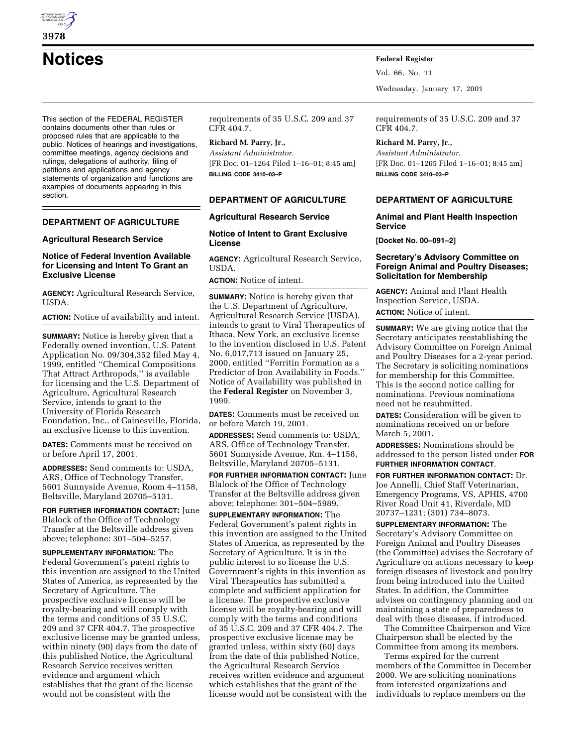# Notices

This section of the FEDERAL REGISTER contains documents other than rules or proposed rules that are applicable to the public. Notices of hearings and investigations, committee meetings, agency decisions and rulings, delegations of authority, filing of petitions and applications and agency statements of organization and functions are examples of documents appearing in this section.

## DEPARTMENT OF AGRICULTURE

### Agricultural Research Service

### Notice of Federal Invention Available for Licensing and Intent To Grant an Exclusive License

**AGENCY:** Agricultural Research Service, USDA.

**ACTION:** Notice of availability and intent.

**SUMMARY:** Notice is hereby given that a Federally owned invention, U.S. Patent Application No. 09/304,352 filed May 4, 1999, entitled ''Chemical Compositions That Attract Arthropods,'' is available for licensing and the U.S. Department of Agriculture, Agricultural Research Service, intends to grant to the University of Florida Research Foundation, Inc., of Gainesville, Florida, an exclusive license to this invention.

**DATES:** Comments must be received on or before April 17, 2001.

**ADDRESSES:** Send comments to: USDA, ARS, Office of Technology Transfer, 5601 Sunnyside Avenue, Room 4–1158, Beltsville, Maryland 20705–5131.

**FOR FURTHER INFORMATION CONTACT:** June Blalock of the Office of Technology Transfer at the Beltsville address given above; telephone: 301–504–5257.

**SUPPLEMENTARY INFORMATION:** The Federal Government's patent rights to this invention are assigned to the United States of America, as represented by the Secretary of Agriculture. The prospective exclusive license will be royalty-bearing and will comply with the terms and conditions of 35 U.S.C. 209 and 37 CFR 404.7. The prospective exclusive license may be granted unless, within ninety (90) days from the date of this published Notice, the Agricultural Research Service receives written evidence and argument which establishes that the grant of the license would not be consistent with the requirements of 35 U.S.C. 209 and 37 CFR 404.7.

**Richard M. Parry, Jr.,**

*Assistant Administrator.*

[FR Doc. 01–1264 Filed 1–16–01; 8:45 am]

**BILLING CODE 3410–03–P**

## DEPARTMENT OF AGRICULTURE

### Agricultural Research Service

### Notice of Intent to Grant Exclusive License

**AGENCY:** Agricultural Research Service, USDA.

**ACTION:** Notice of intent.

**SUMMARY:** Notice is hereby given that the U.S. Department of Agriculture, Agricultural Research Service (USDA), intends to grant to Viral Therapeutics of Ithaca, New York, an exclusive license to the invention disclosed in U.S. Patent No. 6,017,713 issued on January 25, 2000, entitled ''Ferritin Formation as a Predictor of Iron Availability in Foods.'' Notice of Availability was published in the **Federal Register** on November 3, 1999.

**DATES:** Comments must be received on or before March 19, 2001.

**ADDRESSES:** Send comments to: USDA, ARS, Office of Technology Transfer, 5601 Sunnyside Avenue, Rm. 4–1158, Beltsville, Maryland 20705–5131.

**FOR FURTHER INFORMATION CONTACT:** June Blalock of the Office of Technology Transfer at the Beltsville address given above; telephone: 301–504–5989.

**SUPPLEMENTARY INFORMATION:** The Federal Government's patent rights in this invention are assigned to the United States of America, as represented by the Secretary of Agriculture. It is in the public interest to so license the U.S. Government's rights in this invention as Viral Therapeutics has submitted a complete and sufficient application for a license. The prospective exclusive license will be royalty-bearing and will comply with the terms and conditions of 35 U.S.C. 209 and 37 CFR 404.7. The prospective exclusive license may be granted unless, within sixty (60) days from the date of this published Notice, the Agricultural Research Service receives written evidence and argument which establishes that the grant of the license would not be consistent with the requirements of 35 U.S.C. 209 and 37 CFR 404.7.

**Richard M. Parry, Jr.,**

*Assistant Administrator.*

[FR Doc. 01–1265 Filed 1–16–01; 8:45 am]

**BILLING CODE 3410–03–P**

## DEPARTMENT OF AGRICULTURE

### Animal and Plant Health Inspection Service

**[Docket No. 00–091–2]**

### Secretary's Advisory Committee on Foreign Animal and Poultry Diseases; Solicitation for Membership

**AGENCY:** Animal and Plant Health Inspection Service, USDA.

**ACTION:** Notice of intent.

**SUMMARY:** We are giving notice that the Secretary anticipates reestablishing the Advisory Committee on Foreign Animal and Poultry Diseases for a 2-year period. The Secretary is soliciting nominations for membership for this Committee. This is the second notice calling for nominations. Previous nominations need not be resubmitted.

**DATES:** Consideration will be given to nominations received on or before March 5, 2001.

**ADDRESSES:** Nominations should be addressed to the person listed under **FOR FURTHER INFORMATION CONTACT**.

**FOR FURTHER INFORMATION CONTACT:** Dr. Joe Annelli, Chief Staff Veterinarian, Emergency Programs, VS, APHIS, 4700 River Road Unit 41, Riverdale, MD 20737–1231; (301) 734–8073.

**SUPPLEMENTARY INFORMATION:** The Secretary's Advisory Committee on Foreign Animal and Poultry Diseases (the Committee) advises the Secretary of Agriculture on actions necessary to keep foreign diseases of livestock and poultry from being introduced into the United States. In addition, the Committee advises on contingency planning and on maintaining a state of preparedness to deal with these diseases, if introduced.

The Committee Chairperson and Vice Chairperson shall be elected by the Committee from among its members.

Terms expired for the current members of the Committee in December 2000. We are soliciting nominations from interested organizations and individuals to replace members on the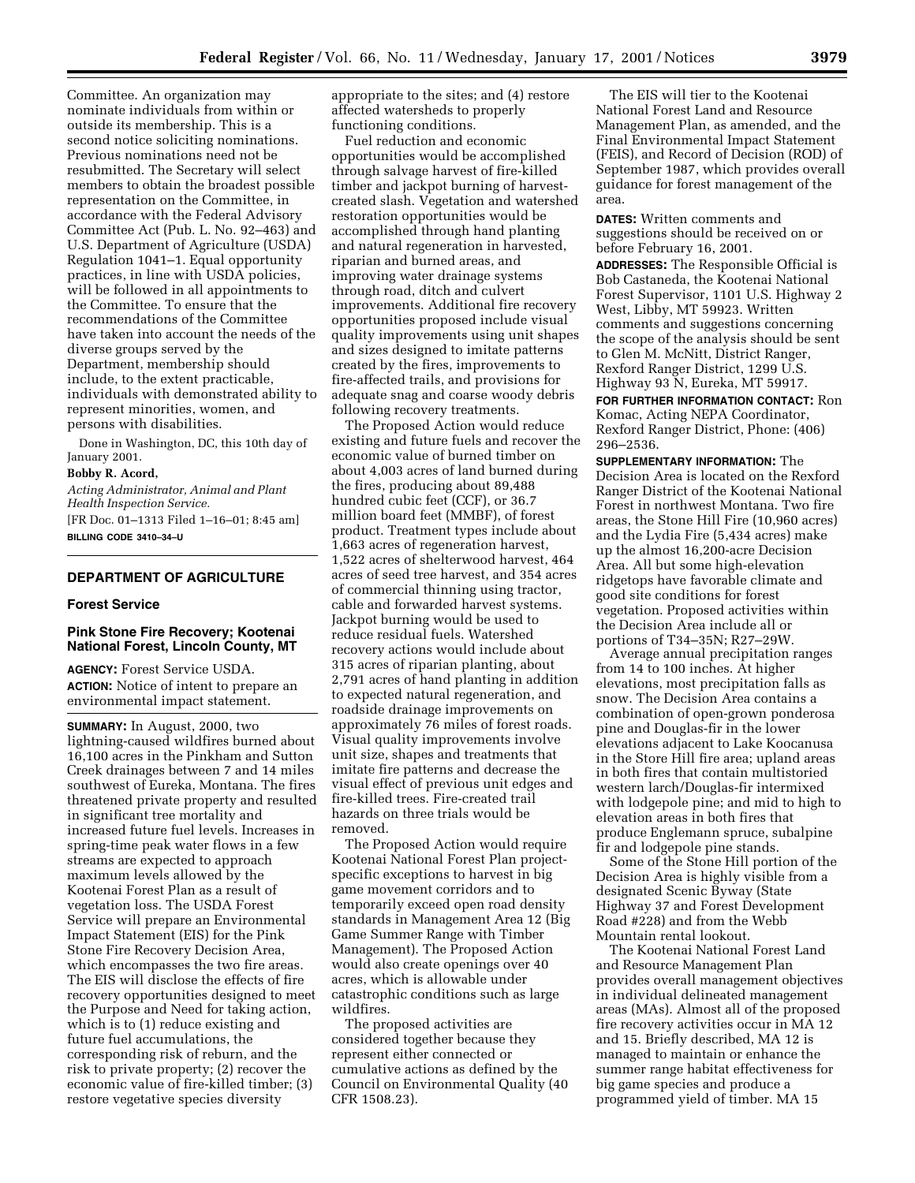Committee. An organization may nominate individuals from within or outside its membership. This is a second notice soliciting nominations. Previous nominations need not be resubmitted. The Secretary will select members to obtain the broadest possible representation on the Committee, in accordance with the Federal Advisory Committee Act (Pub. L. No. 92–463) and U.S. Department of Agriculture (USDA) Regulation 1041–1. Equal opportunity practices, in line with USDA policies, will be followed in all appointments to the Committee. To ensure that the recommendations of the Committee have taken into account the needs of the diverse groups served by the Department, membership should include, to the extent practicable, individuals with demonstrated ability to represent minorities, women, and persons with disabilities.

Done in Washington, DC, this 10th day of January 2001.

**Bobby R. Acord,**

*Acting Administrator, Animal and Plant Health Inspection Service.*

[FR Doc. 01–1313 Filed 1–16–01; 8:45 am]

**BILLING CODE 3410–34–U**

## DEPARTMENT OF AGRICULTURE

### Forest Service

### Pink Stone Fire Recovery; Kootenai National Forest, Lincoln County, MT

**AGENCY:** Forest Service USDA.

**ACTION:** Notice of intent to prepare an environmental impact statement.

**SUMMARY:** In August, 2000, two lightning-caused wildfires burned about 16,100 acres in the Pinkham and Sutton Creek drainages between 7 and 14 miles southwest of Eureka, Montana. The fires threatened private property and resulted in significant tree mortality and increased future fuel levels. Increases in spring-time peak water flows in a few streams are expected to approach maximum levels allowed by the Kootenai Forest Plan as a result of vegetation loss. The USDA Forest Service will prepare an Environmental Impact Statement (EIS) for the Pink Stone Fire Recovery Decision Area, which encompasses the two fire areas. The EIS will disclose the effects of fire recovery opportunities designed to meet the Purpose and Need for taking action, which is to (1) reduce existing and future fuel accumulations, the corresponding risk of reburn, and the risk to private property; (2) recover the economic value of fire-killed timber; (3) restore vegetative species diversity appropriate to the sites; and (4) restore affected watersheds to properly functioning conditions.

Fuel reduction and economic opportunities would be accomplished through salvage harvest of fire-killed timber and jackpot burning of harvest-created slash. Vegetation and watershed restoration opportunities would be accomplished through hand planting and natural regeneration in harvested, riparian and burned areas, and improving water drainage systems through road, ditch and culvert improvements. Additional fire recovery opportunities proposed include visual quality improvements using unit shapes and sizes designed to imitate patterns created by the fires, improvements to fire-affected trails, and provisions for adequate snag and coarse woody debris following recovery treatments.

The Proposed Action would reduce existing and future fuels and recover the economic value of burned timber on about 4,003 acres of land burned during the fires, producing about 89,488 hundred cubic feet (CCF), or 36.7 million board feet (MMBF), of forest product. Treatment types include about 1,663 acres of regeneration harvest, 1,522 acres of shelterwood harvest, 464 acres of seed tree harvest, and 354 acres of commercial thinning using tractor, cable and forwarded harvest systems. Jackpot burning would be used to reduce residual fuels. Watershed recovery actions would include about 315 acres of riparian planting, about 2,791 acres of hand planting in addition to expected natural regeneration, and roadside drainage improvements on approximately 76 miles of forest roads. Visual quality improvements involve unit size, shapes and treatments that imitate fire patterns and decrease the visual effect of previous unit edges and fire-killed trees. Fire-created trail hazards on three trials would be removed.

The Proposed Action would require Kootenai National Forest Plan project-specific exceptions to harvest in big game movement corridors and to temporarily exceed open road density standards in Management Area 12 (Big Game Summer Range with Timber Management). The Proposed Action would also create openings over 40 acres, which is allowable under catastrophic conditions such as large wildfires.

The proposed activities are considered together because they represent either connected or cumulative actions as defined by the Council on Environmental Quality (40 CFR 1508.23).

The EIS will tier to the Kootenai National Forest Land and Resource Management Plan, as amended, and the Final Environmental Impact Statement (FEIS), and Record of Decision (ROD) of September 1987, which provides overall guidance for forest management of the area.

**DATES:** Written comments and suggestions should be received on or before February 16, 2001.

**ADDRESSES:** The Responsible Official is Bob Castaneda, the Kootenai National Forest Supervisor, 1101 U.S. Highway 2 West, Libby, MT 59923. Written comments and suggestions concerning the scope of the analysis should be sent to Glen M. McNitt, District Ranger, Rexford Ranger District, 1299 U.S. Highway 93 N, Eureka, MT 59917.

**FOR FURTHER INFORMATION CONTACT:** Ron Komac, Acting NEPA Coordinator, Rexford Ranger District, Phone: (406) 296–2536.

**SUPPLEMENTARY INFORMATION:** The Decision Area is located on the Rexford Ranger District of the Kootenai National Forest in northwest Montana. Two fire areas, the Stone Hill Fire (10,960 acres) and the Lydia Fire (5,434 acres) make up the almost 16,200-acre Decision Area. All but some high-elevation ridgetops have favorable climate and good site conditions for forest vegetation. Proposed activities within the Decision Area include all or portions of T34–35N; R27–29W.

Average annual precipitation ranges from 14 to 100 inches. At higher elevations, most precipitation falls as snow. The Decision Area contains a combination of open-grown ponderosa pine and Douglas-fir in the lower elevations adjacent to Lake Koocanusa in the Store Hill fire area; upland areas in both fires that contain multistoried western larch/Douglas-fir intermixed with lodgepole pine; and mid to high to elevation areas in both fires that produce Englemann spruce, subalpine fir and lodgepole pine stands.

Some of the Stone Hill portion of the Decision Area is highly visible from a designated Scenic Byway (State Highway 37 and Forest Development Road #228) and from the Webb Mountain rental lookout.

The Kootenai National Forest Land and Resource Management Plan provides overall management objectives in individual delineated management areas (MAs). Almost all of the proposed fire recovery activities occur in MA 12 and 15. Briefly described, MA 12 is managed to maintain or enhance the summer range habitat effectiveness for big game species and produce a programmed yield of timber. MA 15